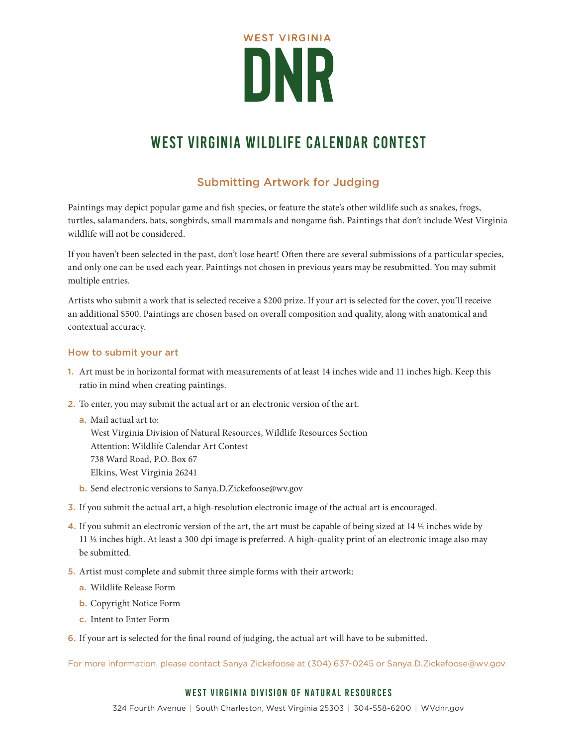WEST VIRGINIA

# DNR

# WEST VIRGINIA WILDLIFE CALENDAR CONTEST

## Submitting Artwork for Judging

Paintings may depict popular game and fish species, or feature the state's other wildlife such as snakes, frogs, turtles, salamanders, bats, songbirds, small mammals and nongame fish. Paintings that don't include West Virginia wildlife will not be considered.

If you haven't been selected in the past, don't lose heart! Often there are several submissions of a particular species, and only one can be used each year. Paintings not chosen in previous years may be resubmitted. You may submit multiple entries.

Artists who submit a work that is selected receive a $200 prize. If your art is selected for the cover, you'll receive an additional $500. Paintings are chosen based on overall composition and quality, along with anatomical and contextual accuracy.

### How to submit your art

1. Art must be in horizontal format with measurements of at least 14 inches wide and 11 inches high. Keep this ratio in mind when creating paintings.
2. To enter, you may submit the actual art or an electronic version of the art.
   a. Mail actual art to:
      West Virginia Division of Natural Resources, Wildlife Resources Section
      Attention: Wildlife Calendar Art Contest
      738 Ward Road, P.O. Box 67
      Elkins, West Virginia 26241
   b. Send electronic versions to Sanya.D.Zickefoose@wv.gov
3. If you submit the actual art, a high-resolution electronic image of the actual art is encouraged.
4. If you submit an electronic version of the art, the art must be capable of being sized at 14 ½ inches wide by 11 ½ inches high. At least a 300 dpi image is preferred. A high-quality print of an electronic image also may be submitted.
5. Artist must complete and submit three simple forms with their artwork:
   a. Wildlife Release Form
   b. Copyright Notice Form
   c. Intent to Enter Form
6. If your art is selected for the final round of judging, the actual art will have to be submitted.

For more information, please contact Sanya Zickefoose at (304) 637-0245 or Sanya.D.Zickefoose@wv.gov.

**WEST VIRGINIA DIVISION OF NATURAL RESOURCES**

324 Fourth Avenue | South Charleston, West Virginia 25303 | 304-558-6200 | WVdnr.gov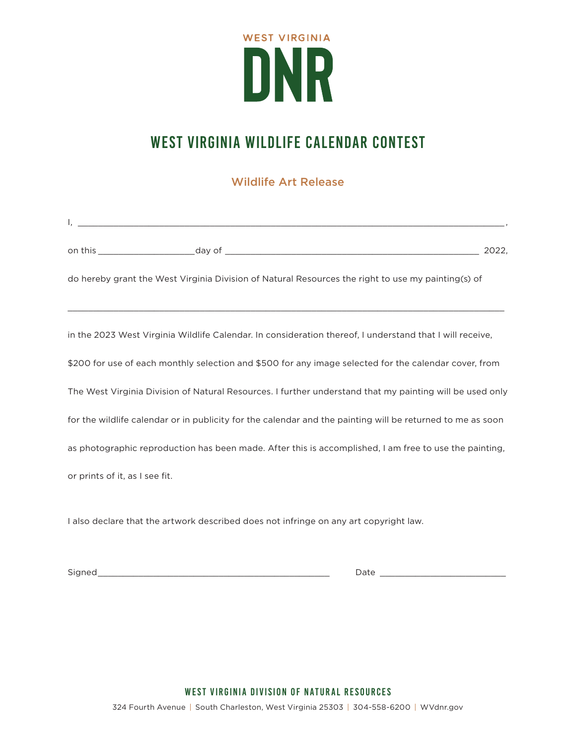WEST VIRGINIA

# DNR

## WEST VIRGINIA WILDLIFE CALENDAR CONTEST

### Wildlife Art Release

I, ______________________________________________________________________________,

on this __________________day of ________________________________________________ 2022,

do hereby grant the West Virginia Division of Natural Resources the right to use my painting(s) of

________________________________________________________________________________

in the 2023 West Virginia Wildlife Calendar. In consideration thereof, I understand that I will receive, $200 for use of each monthly selection and $500 for any image selected for the calendar cover, from The West Virginia Division of Natural Resources. I further understand that my painting will be used only for the wildlife calendar or in publicity for the calendar and the painting will be returned to me as soon as photographic reproduction has been made. After this is accomplished, I am free to use the painting, or prints of it, as I see fit.

I also declare that the artwork described does not infringe on any art copyright law.

Signed____________________________________________ Date ________________________

**WEST VIRGINIA DIVISION OF NATURAL RESOURCES**

324 Fourth Avenue | South Charleston, West Virginia 25303 | 304-558-6200 | WVdnr.gov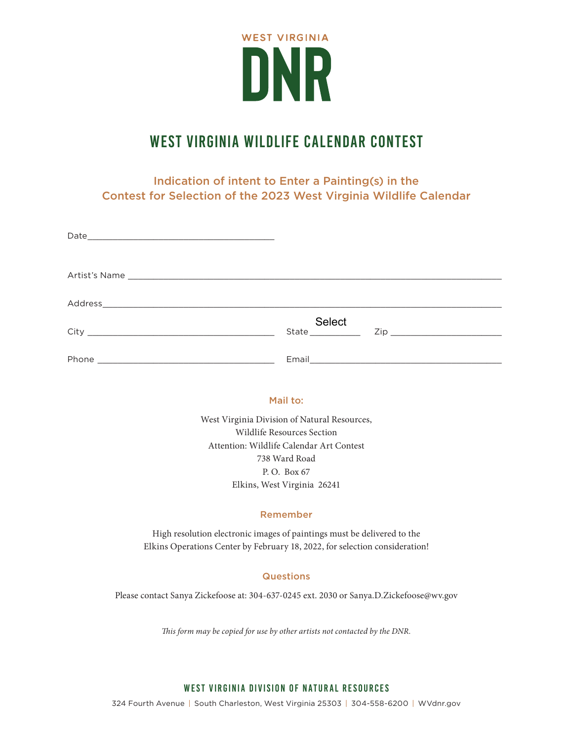WEST VIRGINIA

# DNR

## WEST VIRGINIA WILDLIFE CALENDAR CONTEST

### Indication of intent to Enter a Painting(s) in the Contest for Selection of the 2023 West Virginia Wildlife Calendar

Date_______________________________________

Artist's Name _____________________________________________________________________________

Address____________________________________________________________________________________

City _______________________________________ State Select __________ Zip _______________________

Phone _____________________________________ Email________________________________________

**Mail to:**

West Virginia Division of Natural Resources,
Wildlife Resources Section
Attention: Wildlife Calendar Art Contest
738 Ward Road
P. O. Box 67
Elkins, West Virginia 26241

**Remember**

High resolution electronic images of paintings must be delivered to the Elkins Operations Center by February 18, 2022, for selection consideration!

**Questions**

Please contact Sanya Zickefoose at: 304-637-0245 ext. 2030 or Sanya.D.Zickefoose@wv.gov

*This form may be copied for use by other artists not contacted by the DNR.*

**WEST VIRGINIA DIVISION OF NATURAL RESOURCES**

324 Fourth Avenue | South Charleston, West Virginia 25303 | 304-558-6200 | WVdnr.gov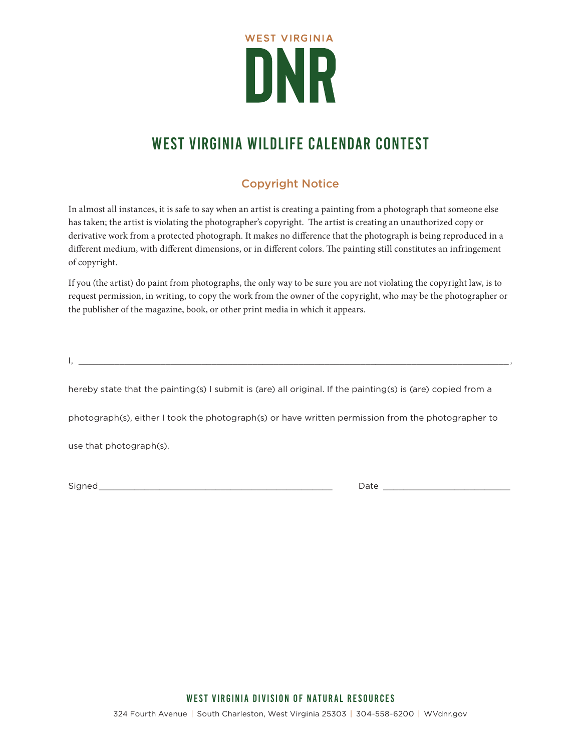WEST VIRGINIA

DNR

# WEST VIRGINIA WILDLIFE CALENDAR CONTEST

## Copyright Notice

In almost all instances, it is safe to say when an artist is creating a painting from a photograph that someone else has taken; the artist is violating the photographer's copyright. The artist is creating an unauthorized copy or derivative work from a protected photograph. It makes no difference that the photograph is being reproduced in a different medium, with different dimensions, or in different colors. The painting still constitutes an infringement of copyright.

If you (the artist) do paint from photographs, the only way to be sure you are not violating the copyright law, is to request permission, in writing, to copy the work from the owner of the copyright, who may be the photographer or the publisher of the magazine, book, or other print media in which it appears.

I, ____________________________________________________________________________________,

hereby state that the painting(s) I submit is (are) all original. If the painting(s) is (are) copied from a photograph(s), either I took the photograph(s) or have written permission from the photographer to use that photograph(s).

Signed_______________________________________________ Date _________________________

**WEST VIRGINIA DIVISION OF NATURAL RESOURCES**

324 Fourth Avenue | South Charleston, West Virginia 25303 | 304-558-6200 | WVdnr.gov